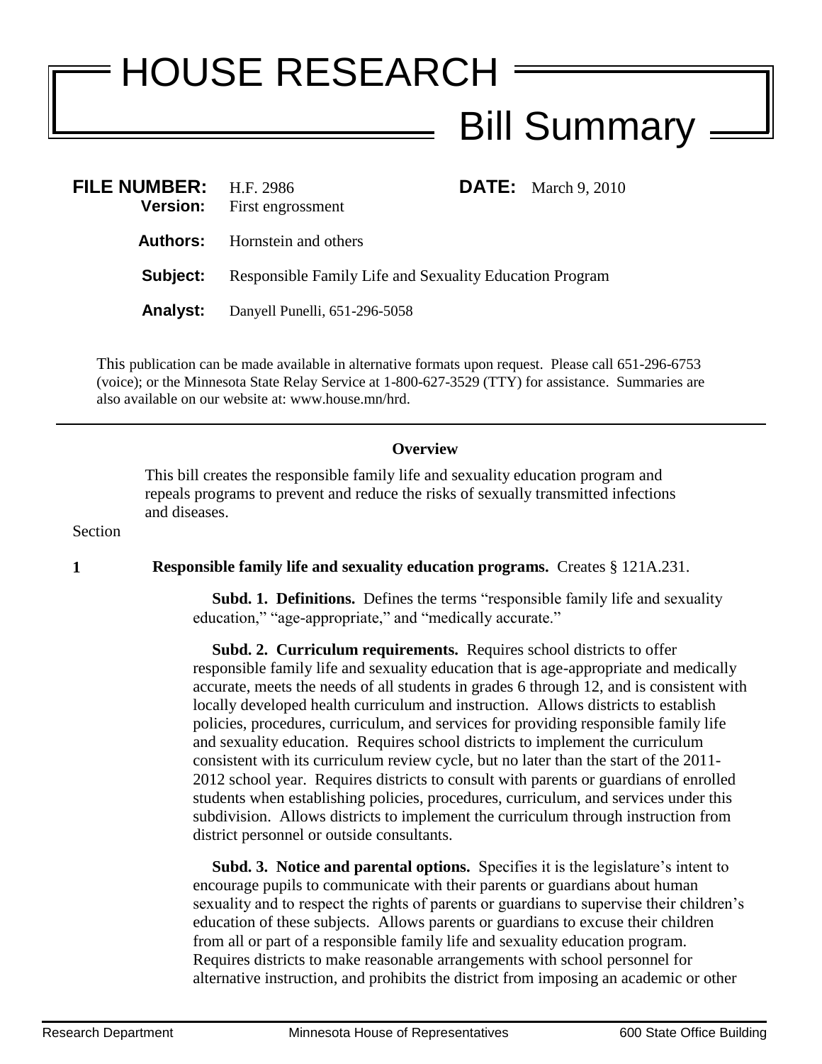# HOUSE RESEARCH

## Bill Summary

**FILE NUMBER:** H.F. 2986 **DATE:** March 9, 2010

**Version:** First engrossment

**Authors:** Hornstein and others

**Subject:** Responsible Family Life and Sexuality Education Program

**Analyst:** Danyell Punelli, 651-296-5058

This publication can be made available in alternative formats upon request. Please call 651-296-6753 (voice); or the Minnesota State Relay Service at 1-800-627-3529 (TTY) for assistance. Summaries are also available on our website at: www.house.mn/hrd.

---

**Overview**

This bill creates the responsible family life and sexuality education program and repeals programs to prevent and reduce the risks of sexually transmitted infections and diseases.

Section

**1** **Responsible family life and sexuality education programs.** Creates § 121A.231.

**Subd. 1. Definitions.** Defines the terms "responsible family life and sexuality education," "age-appropriate," and "medically accurate."

**Subd. 2. Curriculum requirements.** Requires school districts to offer responsible family life and sexuality education that is age-appropriate and medically accurate, meets the needs of all students in grades 6 through 12, and is consistent with locally developed health curriculum and instruction. Allows districts to establish policies, procedures, curriculum, and services for providing responsible family life and sexuality education. Requires school districts to implement the curriculum consistent with its curriculum review cycle, but no later than the start of the 2011-2012 school year. Requires districts to consult with parents or guardians of enrolled students when establishing policies, procedures, curriculum, and services under this subdivision. Allows districts to implement the curriculum through instruction from district personnel or outside consultants.

**Subd. 3. Notice and parental options.** Specifies it is the legislature's intent to encourage pupils to communicate with their parents or guardians about human sexuality and to respect the rights of parents or guardians to supervise their children's education of these subjects. Allows parents or guardians to excuse their children from all or part of a responsible family life and sexuality education program. Requires districts to make reasonable arrangements with school personnel for alternative instruction, and prohibits the district from imposing an academic or other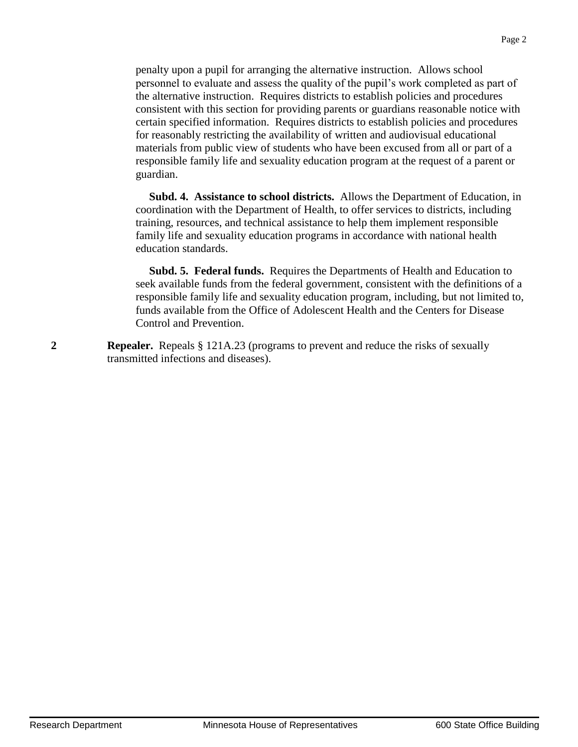penalty upon a pupil for arranging the alternative instruction. Allows school personnel to evaluate and assess the quality of the pupil's work completed as part of the alternative instruction. Requires districts to establish policies and procedures consistent with this section for providing parents or guardians reasonable notice with certain specified information. Requires districts to establish policies and procedures for reasonably restricting the availability of written and audiovisual educational materials from public view of students who have been excused from all or part of a responsible family life and sexuality education program at the request of a parent or guardian.

**Subd. 4. Assistance to school districts.** Allows the Department of Education, in coordination with the Department of Health, to offer services to districts, including training, resources, and technical assistance to help them implement responsible family life and sexuality education programs in accordance with national health education standards.

**Subd. 5. Federal funds.** Requires the Departments of Health and Education to seek available funds from the federal government, consistent with the definitions of a responsible family life and sexuality education program, including, but not limited to, funds available from the Office of Adolescent Health and the Centers for Disease Control and Prevention.

**2** **Repealer.** Repeals § 121A.23 (programs to prevent and reduce the risks of sexually transmitted infections and diseases).